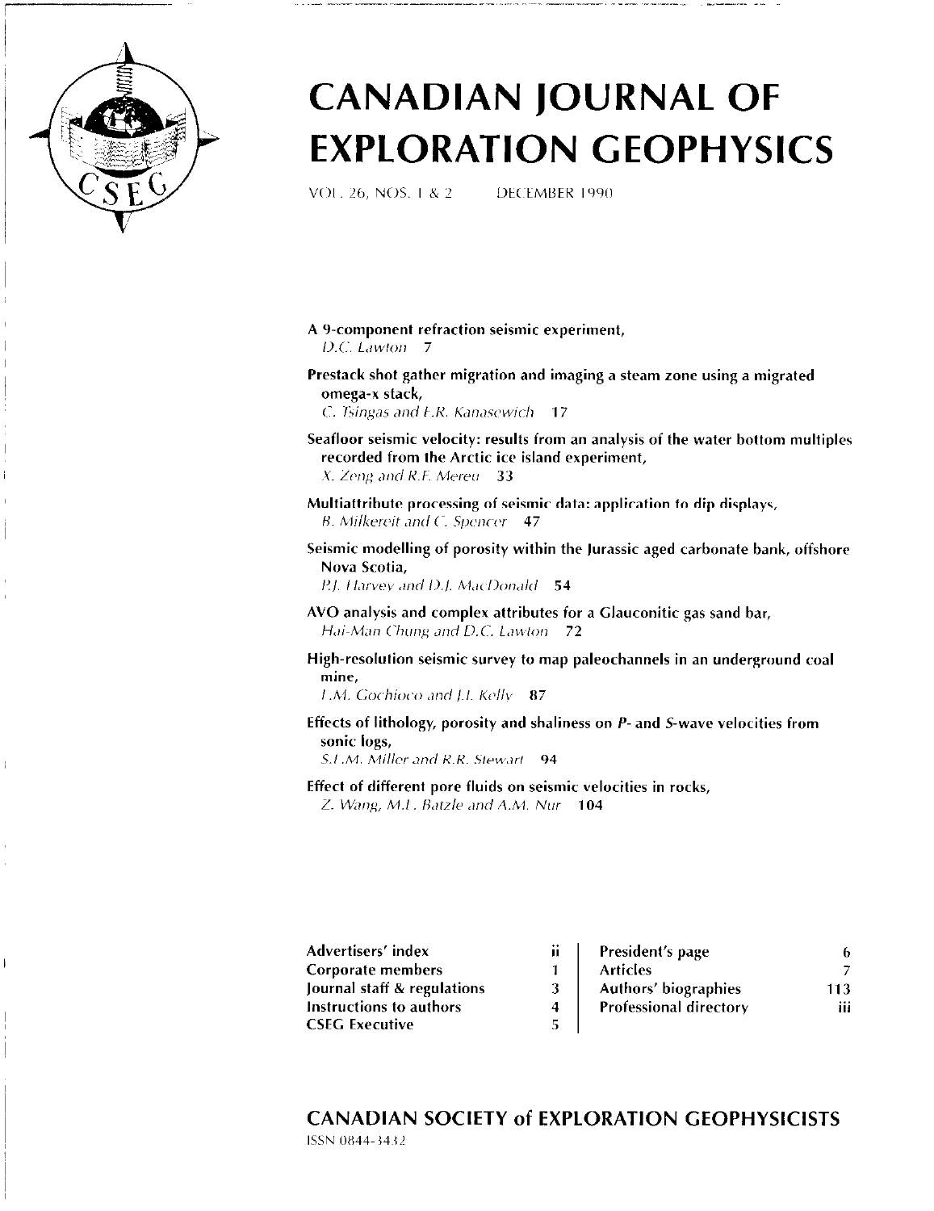# CANADIAN JOURNAL OF EXPLORATION GEOPHYSICS

VOL. 26, NOS. 1 & 2 DECEMBER 1990

**A 9-component refraction seismic experiment,**
*D.C. Lawton* 7

**Prestack shot gather migration and imaging a steam zone using a migrated omega-x stack,**
*C. Tsingas and E.R. Kanasewich* 17

**Seafloor seismic velocity: results from an analysis of the water bottom multiples recorded from the Arctic ice island experiment,**
*X. Zeng and R.F. Mereu* 33

**Multiattribute processing of seismic data: application to dip displays,**
*B. Milkereit and C. Spencer* 47

**Seismic modelling of porosity within the Jurassic aged carbonate bank, offshore Nova Scotia,**
*P.J. Harvey and D.J. MacDonald* 54

**AVO analysis and complex attributes for a Glauconitic gas sand bar,**
*Hai-Man Chung and D.C. Lawton* 72

**High-resolution seismic survey to map paleochannels in an underground coal mine,**
*L.M. Gochioco and J.L. Kelly* 87

**Effects of lithology, porosity and shaliness on *P*- and *S*-wave velocities from sonic logs,**
*S.L.M. Miller and R.R. Stewart* 94

**Effect of different pore fluids on seismic velocities in rocks,**
*Z. Wang, M.L. Batzle and A.M. Nur* 104

| | | | |
|---|---|---|---|
| Advertisers' index | ii | President's page | 6 |
| Corporate members | 1 | Articles | 7 |
| Journal staff & regulations | 3 | Authors' biographies | 113 |
| Instructions to authors | 4 | Professional directory | iii |
| CSEG Executive | 5 | | |

## CANADIAN SOCIETY of EXPLORATION GEOPHYSICISTS

ISSN 0844-3432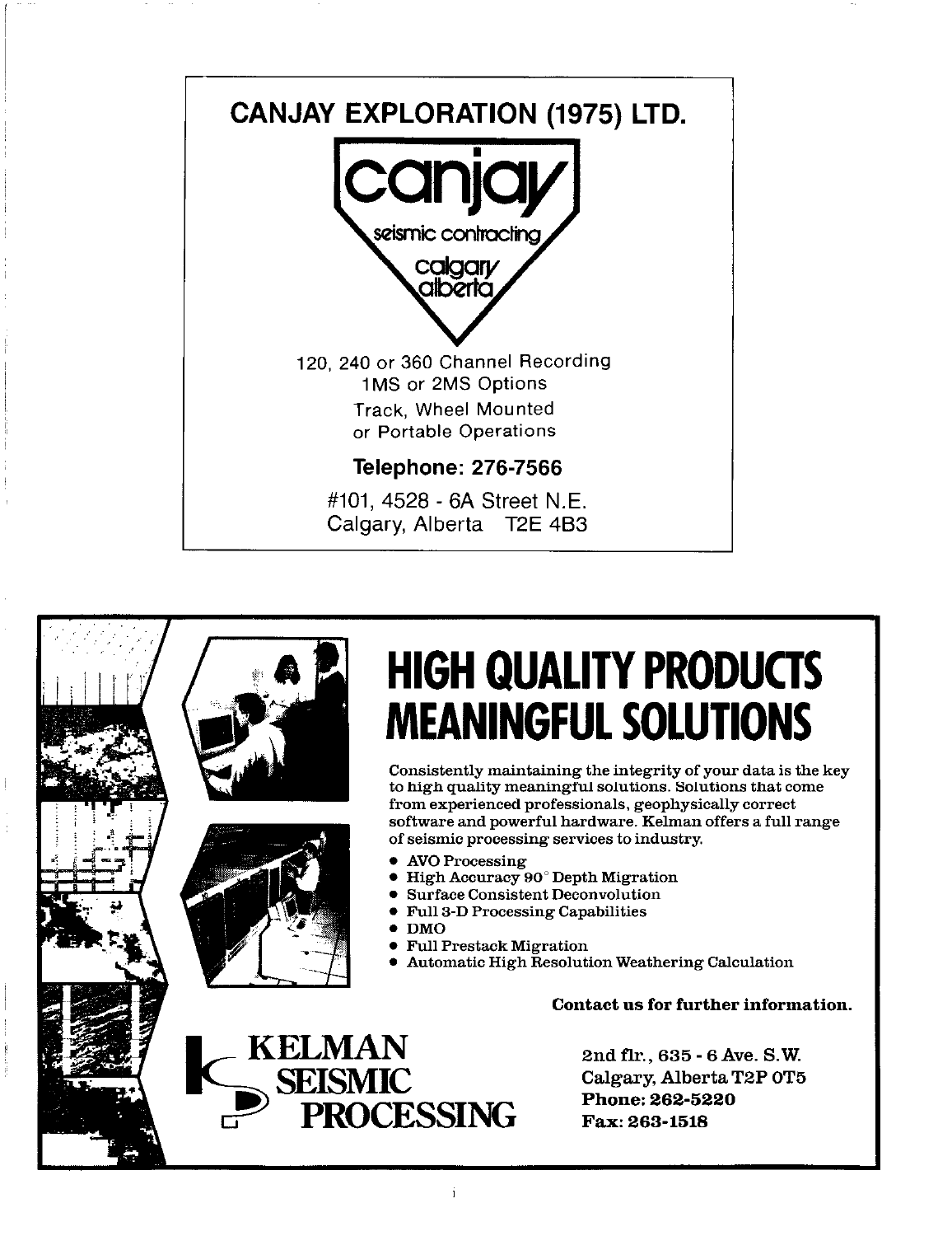## CANJAY EXPLORATION (1975) LTD.

canjay

seismic contracting

calgary
alberta

120, 240 or 360 Channel Recording
1MS or 2MS Options
Track, Wheel Mounted
or Portable Operations

**Telephone: 276-7566**

#101, 4528 - 6A Street N.E.
Calgary, Alberta T2E 4B3

---

# HIGH QUALITY PRODUCTS MEANINGFUL SOLUTIONS

Consistently maintaining the integrity of your data is the key to high quality meaningful solutions. Solutions that come from experienced professionals, geophysically correct software and powerful hardware. Kelman offers a full range of seismic processing services to industry.

- AVO Processing
- High Accuracy 90° Depth Migration
- Surface Consistent Deconvolution
- Full 3-D Processing Capabilities
- DMO
- Full Prestack Migration
- Automatic High Resolution Weathering Calculation

**Contact us for further information.**

KELMAN SEISMIC PROCESSING

2nd flr., 635 - 6 Ave. S.W.
Calgary, Alberta T2P 0T5
**Phone: 262-5220**
**Fax: 263-1518**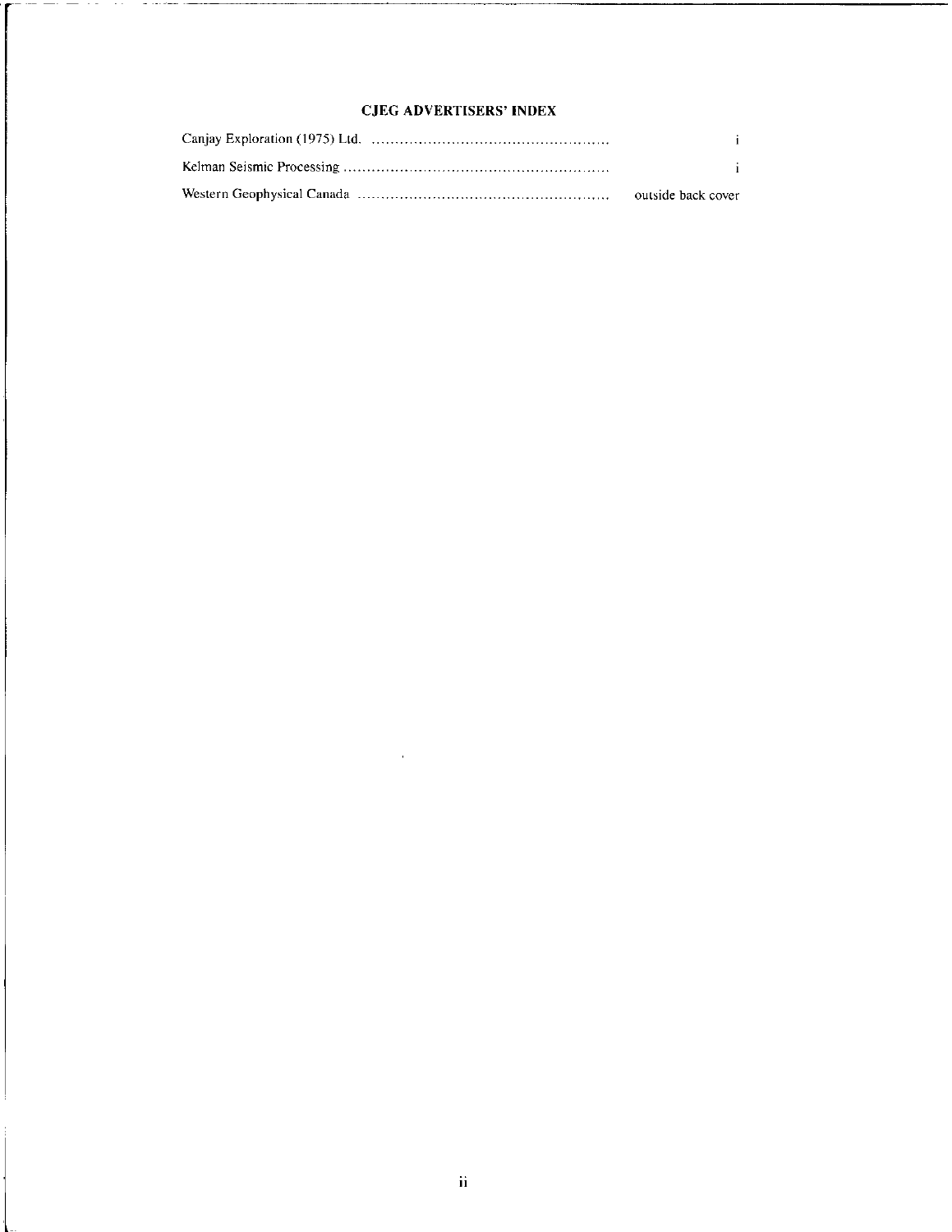## CJEG ADVERTISERS' INDEX

| | |
|---|---|
| Canjay Exploration (1975) Ltd. | i |
| Kelman Seismic Processing | i |
| Western Geophysical Canada | outside back cover |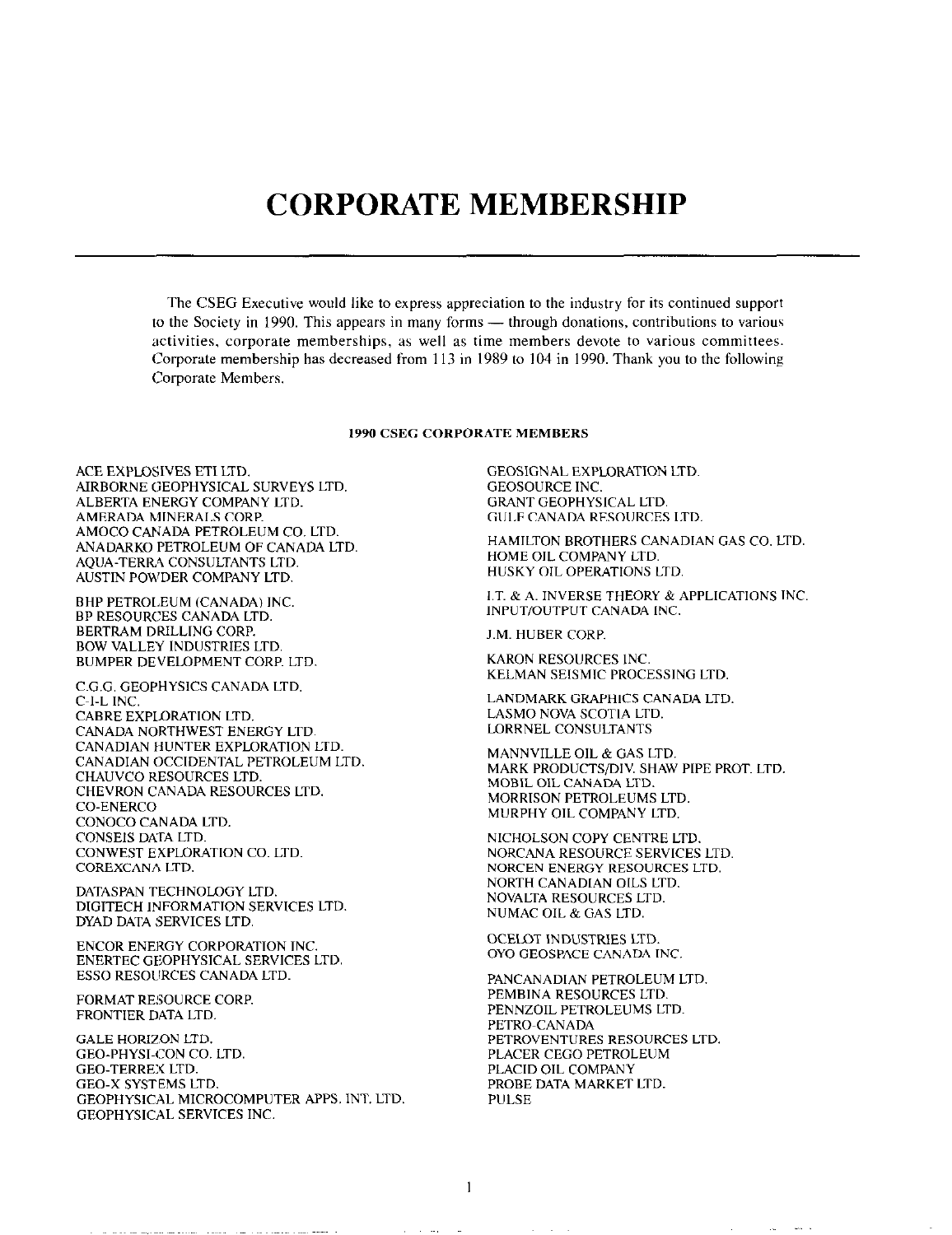# CORPORATE MEMBERSHIP

The CSEG Executive would like to express appreciation to the industry for its continued support to the Society in 1990. This appears in many forms — through donations, contributions to various activities, corporate memberships, as well as time members devote to various committees. Corporate membership has decreased from 113 in 1989 to 104 in 1990. Thank you to the following Corporate Members.

**1990 CSEG CORPORATE MEMBERS**

ACE EXPLOSIVES ETI LTD.
AIRBORNE GEOPHYSICAL SURVEYS LTD.
ALBERTA ENERGY COMPANY LTD.
AMERADA MINERALS CORP.
AMOCO CANADA PETROLEUM CO. LTD.
ANADARKO PETROLEUM OF CANADA LTD.
AQUA-TERRA CONSULTANTS LTD.
AUSTIN POWDER COMPANY LTD.

BHP PETROLEUM (CANADA) INC.
BP RESOURCES CANADA LTD.
BERTRAM DRILLING CORP.
BOW VALLEY INDUSTRIES LTD.
BUMPER DEVELOPMENT CORP. LTD.

C.G.G. GEOPHYSICS CANADA LTD.
C-I-L INC.
CABRE EXPLORATION LTD.
CANADA NORTHWEST ENERGY LTD.
CANADIAN HUNTER EXPLORATION LTD.
CANADIAN OCCIDENTAL PETROLEUM LTD.
CHAUVCO RESOURCES LTD.
CHEVRON CANADA RESOURCES LTD.
CO-ENERCO
CONOCO CANADA LTD.
CONSEIS DATA LTD.
CONWEST EXPLORATION CO. LTD.
COREXCANA LTD.

DATASPAN TECHNOLOGY LTD.
DIGITECH INFORMATION SERVICES LTD.
DYAD DATA SERVICES LTD.

ENCOR ENERGY CORPORATION INC.
ENERTEC GEOPHYSICAL SERVICES LTD.
ESSO RESOURCES CANADA LTD.

FORMAT RESOURCE CORP.
FRONTIER DATA LTD.

GALE HORIZON LTD.
GEO-PHYSI-CON CO. LTD.
GEO-TERREX LTD.
GEO-X SYSTEMS LTD.
GEOPHYSICAL MICROCOMPUTER APPS. INT. LTD.
GEOPHYSICAL SERVICES INC.
GEOSIGNAL EXPLORATION LTD.
GEOSOURCE INC.
GRANT GEOPHYSICAL LTD.
GULF CANADA RESOURCES LTD.

HAMILTON BROTHERS CANADIAN GAS CO. LTD.
HOME OIL COMPANY LTD.
HUSKY OIL OPERATIONS LTD.

I.T. & A. INVERSE THEORY & APPLICATIONS INC.
INPUT/OUTPUT CANADA INC.

J.M. HUBER CORP.

KARON RESOURCES INC.
KELMAN SEISMIC PROCESSING LTD.

LANDMARK GRAPHICS CANADA LTD.
LASMO NOVA SCOTIA LTD.
LORRNEL CONSULTANTS

MANNVILLE OIL & GAS LTD.
MARK PRODUCTS/DIV. SHAW PIPE PROT. LTD.
MOBIL OIL CANADA LTD.
MORRISON PETROLEUMS LTD.
MURPHY OIL COMPANY LTD.

NICHOLSON COPY CENTRE LTD.
NORCANA RESOURCE SERVICES LTD.
NORCEN ENERGY RESOURCES LTD.
NORTH CANADIAN OILS LTD.
NOVALTA RESOURCES LTD.
NUMAC OIL & GAS LTD.

OCELOT INDUSTRIES LTD.
OYO GEOSPACE CANADA INC.

PANCANADIAN PETROLEUM LTD.
PEMBINA RESOURCES LTD.
PENNZOIL PETROLEUMS LTD.
PETRO-CANADA
PETROVENTURES RESOURCES LTD.
PLACER CEGO PETROLEUM
PLACID OIL COMPANY
PROBE DATA MARKET LTD.
PULSE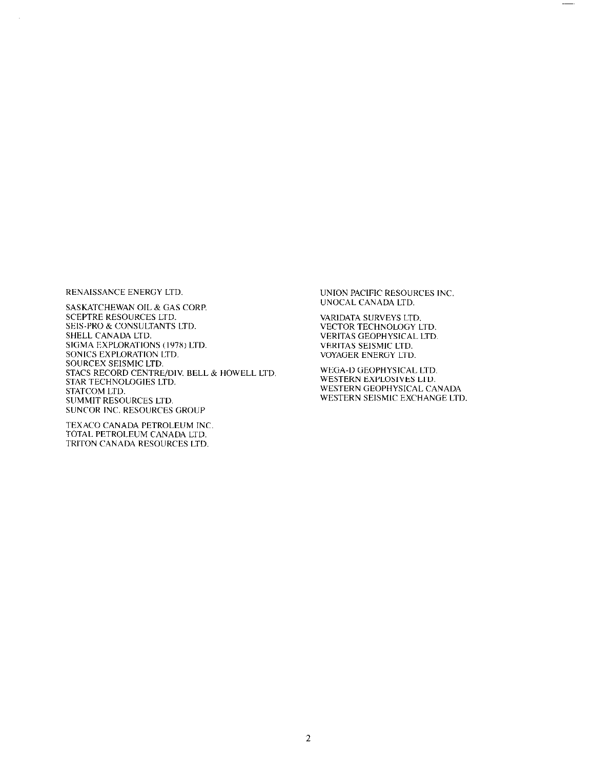RENAISSANCE ENERGY LTD.

SASKATCHEWAN OIL & GAS CORP.
SCEPTRE RESOURCES LTD.
SEIS-PRO & CONSULTANTS LTD.
SHELL CANADA LTD.
SIGMA EXPLORATIONS (1978) LTD.
SONICS EXPLORATION LTD.
SOURCEX SEISMIC LTD.
STACS RECORD CENTRE/DIV. BELL & HOWELL LTD.
STAR TECHNOLOGIES LTD.
STATCOM LTD.
SUMMIT RESOURCES LTD.
SUNCOR INC. RESOURCES GROUP

TEXACO CANADA PETROLEUM INC.
TOTAL PETROLEUM CANADA LTD.
TRITON CANADA RESOURCES LTD.

UNION PACIFIC RESOURCES INC.
UNOCAL CANADA LTD.

VARIDATA SURVEYS LTD.
VECTOR TECHNOLOGY LTD.
VERITAS GEOPHYSICAL LTD.
VERITAS SEISMIC LTD.
VOYAGER ENERGY LTD.

WEGA-D GEOPHYSICAL LTD.
WESTERN EXPLOSIVES LTD.
WESTERN GEOPHYSICAL CANADA
WESTERN SEISMIC EXCHANGE LTD.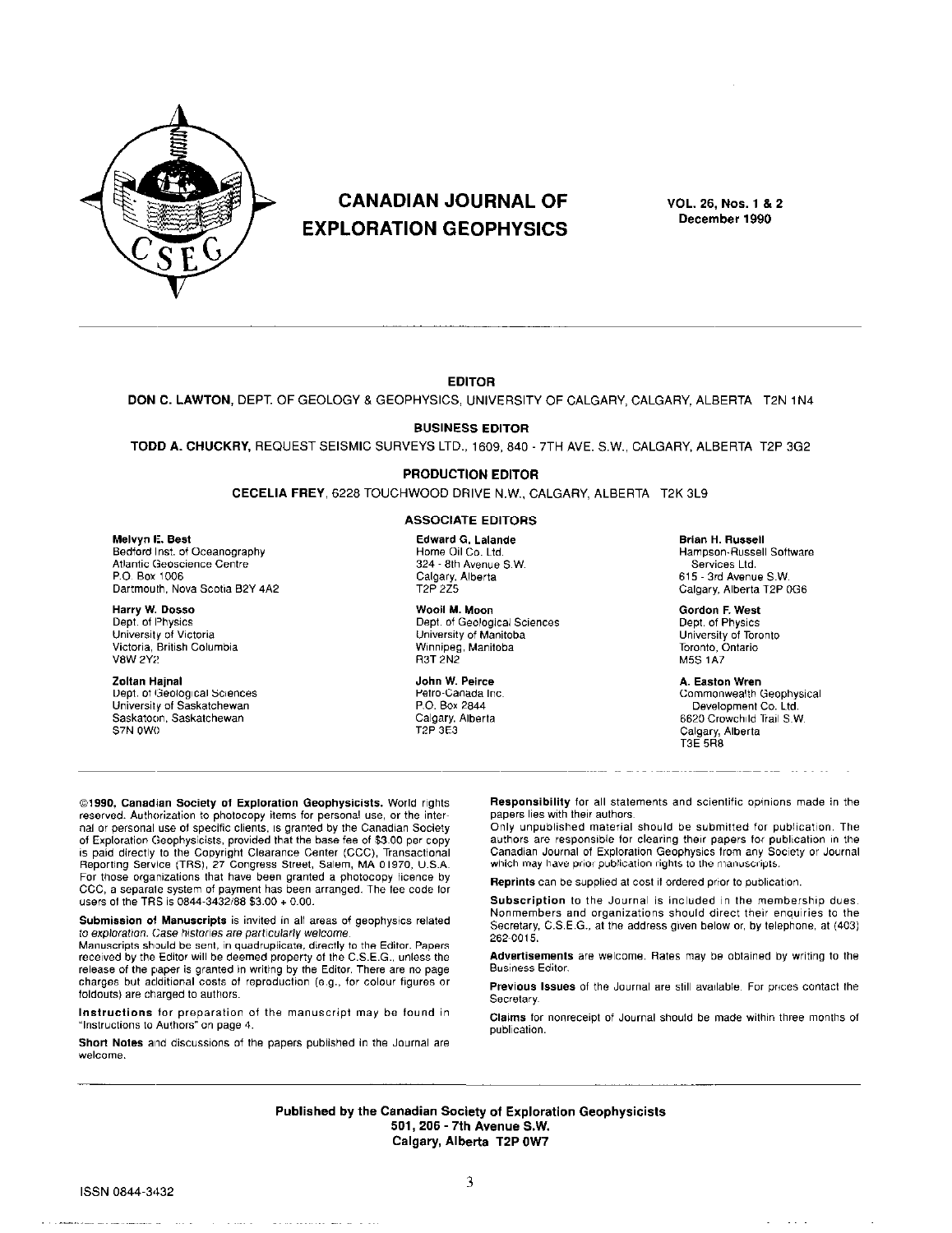# CANADIAN JOURNAL OF EXPLORATION GEOPHYSICS

**VOL. 26, Nos. 1 & 2**
**December 1990**

---

**EDITOR**

**DON C. LAWTON**, DEPT. OF GEOLOGY & GEOPHYSICS, UNIVERSITY OF CALGARY, CALGARY, ALBERTA T2N 1N4

**BUSINESS EDITOR**

**TODD A. CHUCKRY**, REQUEST SEISMIC SURVEYS LTD., 1609, 840 - 7TH AVE. S.W., CALGARY, ALBERTA T2P 3G2

**PRODUCTION EDITOR**

**CECELIA FREY**, 6228 TOUCHWOOD DRIVE N.W., CALGARY, ALBERTA T2K 3L9

**ASSOCIATE EDITORS**

**Melvyn E. Best**
Bedford Inst. of Oceanography
Atlantic Geoscience Centre
P.O. Box 1006
Dartmouth, Nova Scotia B2Y 4A2

**Harry W. Dosso**
Dept. of Physics
University of Victoria
Victoria, British Columbia
V8W 2Y2

**Zoltan Hajnal**
Dept. of Geological Sciences
University of Saskatchewan
Saskatoon, Saskatchewan
S7N 0W0

**Edward G. Lalande**
Home Oil Co. Ltd.
324 - 8th Avenue S.W.
Calgary, Alberta
T2P 2Z5

**Wooil M. Moon**
Dept. of Geological Sciences
University of Manitoba
Winnipeg, Manitoba
R3T 2N2

**John W. Peirce**
Petro-Canada Inc.
P.O. Box 2844
Calgary, Alberta
T2P 3E3

**Brian H. Russell**
Hampson-Russell Software
Services Ltd.
615 - 3rd Avenue S.W.
Calgary, Alberta T2P 0G6

**Gordon F. West**
Dept. of Physics
University of Toronto
Toronto, Ontario
M5S 1A7

**A. Easton Wren**
Commonwealth Geophysical
Development Co. Ltd.
6620 Crowchild Trail S.W.
Calgary, Alberta
T3E 5R8

---

©1990, Canadian Society of Exploration Geophysicists. World rights reserved. Authorization to photocopy items for personal use, or the internal or personal use of specific clients, is granted by the Canadian Society of Exploration Geophysicists, provided that the base fee of $3.00 per copy is paid directly to the Copyright Clearance Center (CCC), Transactional Reporting Service (TRS), 27 Congress Street, Salem, MA 01970, U.S.A. For those organizations that have been granted a photocopy licence by CCC, a separate system of payment has been arranged. The fee code for users of the TRS is 0844-3432/88 $3.00 + 0.00.

**Submission of Manuscripts** is invited in all areas of geophysics related to exploration. *Case histories are particularly welcome.*
Manuscripts should be sent, in quadruplicate, directly to the Editor. Papers received by the Editor will be deemed property of the C.S.E.G., unless the release of the paper is granted in writing by the Editor. There are no page charges but additional costs of reproduction (e.g., for colour figures or foldouts) are charged to authors.

**Instructions** for preparation of the manuscript may be found in "Instructions to Authors" on page 4.

**Short Notes** and discussions of the papers published in the Journal are welcome.

**Responsibility** for all statements and scientific opinions made in the papers lies with their authors.
Only unpublished material should be submitted for publication. The authors are responsible for clearing their papers for publication in the Canadian Journal of Exploration Geophysics from any Society or Journal which may have prior publication rights to the manuscripts.

**Reprints** can be supplied at cost if ordered prior to publication.

**Subscription** to the Journal is included in the membership dues. Nonmembers and organizations should direct their enquiries to the Secretary, C.S.E.G., at the address given below or, by telephone, at (403) 262-0015.

**Advertisements** are welcome. Rates may be obtained by writing to the Business Editor.

**Previous Issues** of the Journal are still available. For prices contact the Secretary.

**Claims** for nonreceipt of Journal should be made within three months of publication.

---

**Published by the Canadian Society of Exploration Geophysicists**
**501, 206 - 7th Avenue S.W.**
**Calgary, Alberta T2P 0W7**

ISSN 0844-3432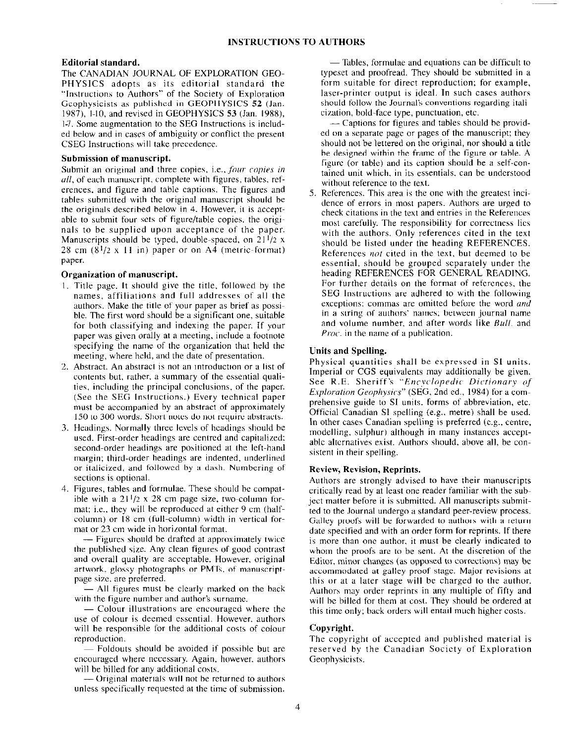# INSTRUCTIONS TO AUTHORS

**Editorial standard.**

The CANADIAN JOURNAL OF EXPLORATION GEOPHYSICS adopts as its editorial standard the "Instructions to Authors" of the Society of Exploration Geophysicists as published in GEOPHYSICS **52** (Jan. 1987), 1-10, and revised in GEOPHYSICS **53** (Jan. 1988), 1-7. Some augmentation to the SEG Instructions is included below and in cases of ambiguity or conflict the present CSEG Instructions will take precedence.

**Submission of manuscript.**

Submit an original and three copies, i.e., *four copies in all*, of each manuscript, complete with figures, tables, references, and figure and table captions. The figures and tables submitted with the original manuscript should be the originals described below in 4. However, it is acceptable to submit four sets of figure/table copies, the originals to be supplied upon acceptance of the paper. Manuscripts should be typed, double-spaced, on $21^1/2$ x 28 cm ($8^1/2$ x 11 in) paper or on A4 (metric-format) paper.

**Organization of manuscript.**

1. Title page. It should give the title, followed by the names, affiliations and full addresses of all the authors. Make the title of your paper as brief as possible. The first word should be a significant one, suitable for both classifying and indexing the paper. If your paper was given orally at a meeting, include a footnote specifying the name of the organization that held the meeting, where held, and the date of presentation.
2. Abstract. An abstract is not an introduction or a list of contents but, rather, a summary of the essential qualities, including the principal conclusions, of the paper. (See the SEG Instructions.) Every technical paper must be accompanied by an abstract of approximately 150 to 300 words. Short notes do not require abstracts.
3. Headings. Normally three levels of headings should be used. First-order headings are centred and capitalized; second-order headings are positioned at the left-hand margin; third-order headings are indented, underlined or italicized, and followed by a dash. Numbering of sections is optional.
4. Figures, tables and formulae. These should be compatible with a $21^1/2$ x 28 cm page size, two-column format; i.e., they will be reproduced at either 9 cm (half-column) or 18 cm (full-column) width in vertical format or 23 cm wide in horizontal format.

   — Figures should be drafted at approximately twice the published size. Any clean figures of good contrast and overall quality are acceptable. However, original artwork, glossy photographs or PMTs, of manuscript-page size, are preferred.

   — All figures must be clearly marked on the back with the figure number and author's surname.

   — Colour illustrations are encouraged where the use of colour is deemed essential. However, authors will be responsible for the additional costs of colour reproduction.

   — Foldouts should be avoided if possible but are encouraged where necessary. Again, however, authors will be billed for any additional costs.

   — Original materials will not be returned to authors unless specifically requested at the time of submission.

   — Tables, formulae and equations can be difficult to typeset and proofread. They should be submitted in a form suitable for direct reproduction; for example, laser-printer output is ideal. In such cases authors should follow the Journal's conventions regarding italicization, bold-face type, punctuation, etc.

   — Captions for figures and tables should be provided on a separate page or pages of the manuscript; they should not be lettered on the original, nor should a title be designed within the frame of the figure or table. A figure (or table) and its caption should be a self-contained unit which, in its essentials, can be understood without reference to the text.
5. References. This area is the one with the greatest incidence of errors in most papers. Authors are urged to check citations in the text and entries in the References most carefully. The responsibility for correctness lies with the authors. Only references cited in the text should be listed under the heading REFERENCES. References *not* cited in the text, but deemed to be essential, should be grouped separately under the heading REFERENCES FOR GENERAL READING. For further details on the format of references, the SEG Instructions are adhered to with the following exceptions: commas are omitted before the word *and* in a string of authors' names; between journal name and volume number, and after words like *Bull.* and *Proc.* in the name of a publication.

**Units and Spelling.**

Physical quantities shall be expressed in SI units. Imperial or CGS equivalents may additionally be given. See R.E. Sheriff's "*Encyclopedic Dictionary of Exploration Geophysics*" (SEG, 2nd ed., 1984) for a comprehensive guide to SI units, forms of abbreviation, etc. Official Canadian SI spelling (e.g., metre) shall be used. In other cases Canadian spelling is preferred (e.g., centre, modelling, sulphur) although in many instances acceptable alternatives exist. Authors should, above all, be consistent in their spelling.

**Review, Revision, Reprints.**

Authors are strongly advised to have their manuscripts critically read by at least one reader familiar with the subject matter before it is submitted. All manuscripts submitted to the Journal undergo a standard peer-review process. Galley proofs will be forwarded to authors with a return date specified and with an order form for reprints. If there is more than one author, it must be clearly indicated to whom the proofs are to be sent. At the discretion of the Editor, minor changes (as opposed to corrections) may be accommodated at galley proof stage. Major revisions at this or at a later stage will be charged to the author. Authors may order reprints in any multiple of fifty and will be billed for them at cost. They should be ordered at this time only; back orders will entail much higher costs.

**Copyright.**

The copyright of accepted and published material is reserved by the Canadian Society of Exploration Geophysicists.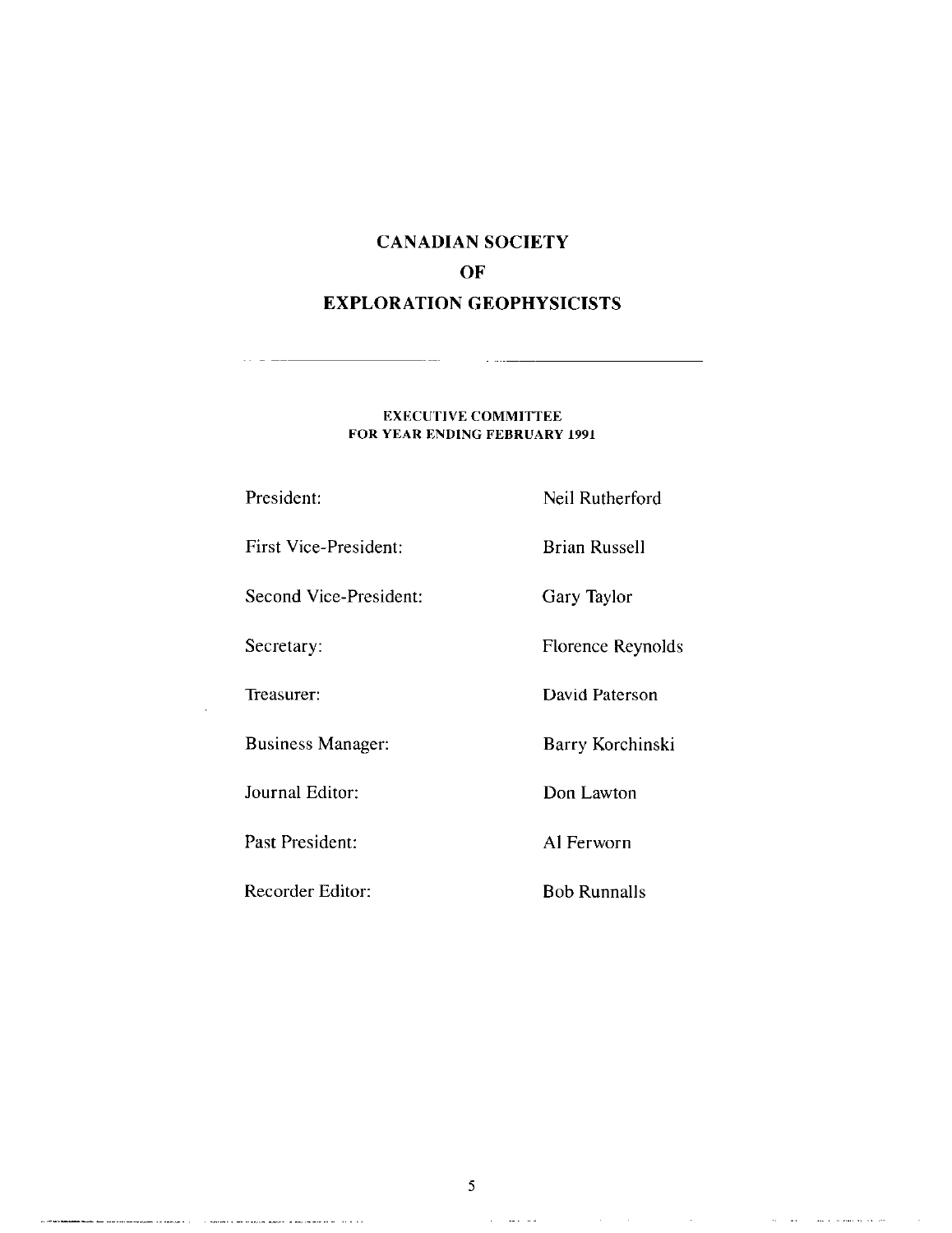# CANADIAN SOCIETY
# OF
# EXPLORATION GEOPHYSICISTS

---

### EXECUTIVE COMMITTEE
### FOR YEAR ENDING FEBRUARY 1991

| | |
|---|---|
| President: | Neil Rutherford |
| First Vice-President: | Brian Russell |
| Second Vice-President: | Gary Taylor |
| Secretary: | Florence Reynolds |
| Treasurer: | David Paterson |
| Business Manager: | Barry Korchinski |
| Journal Editor: | Don Lawton |
| Past President: | Al Ferworn |
| Recorder Editor: | Bob Runnalls |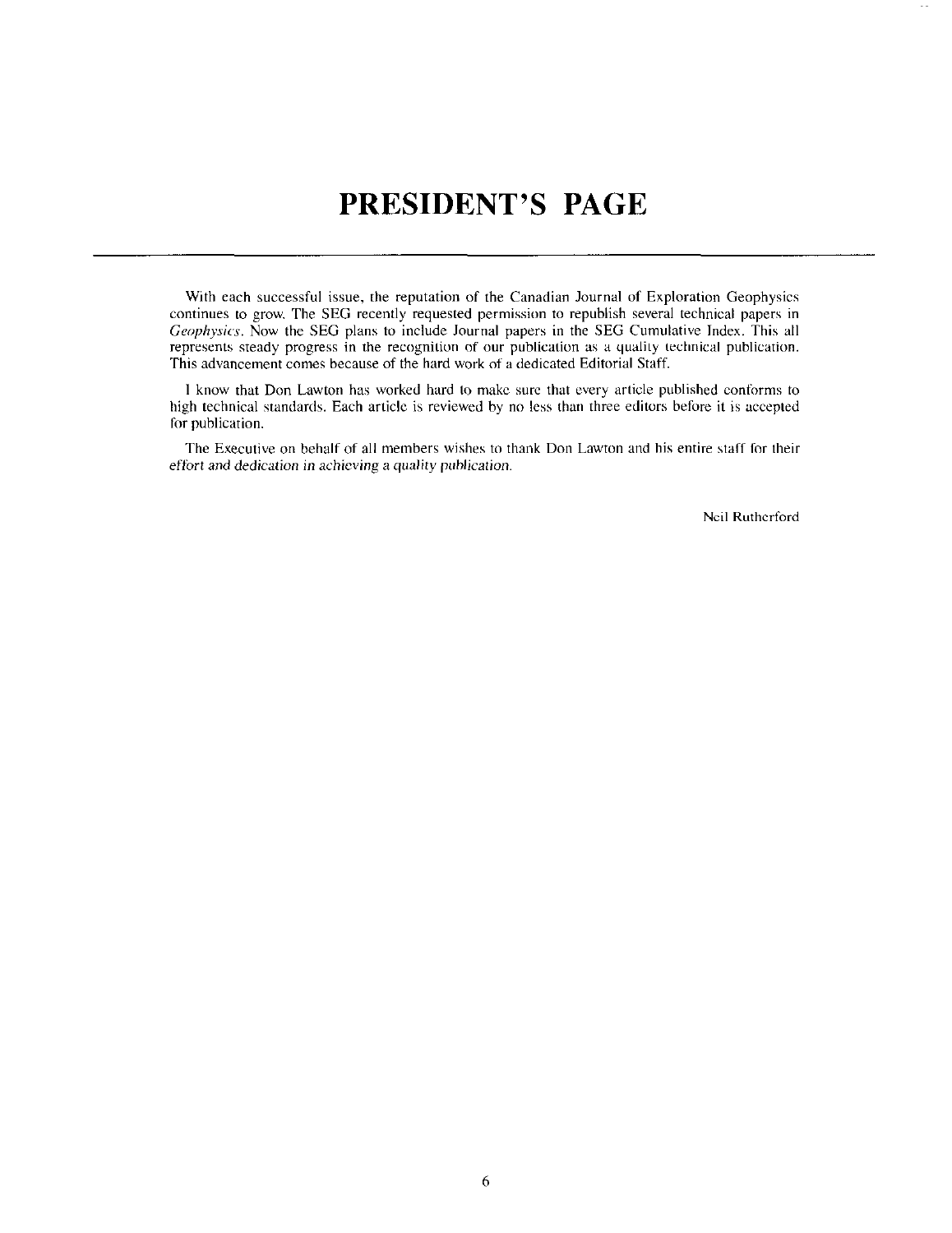# PRESIDENT'S PAGE

With each successful issue, the reputation of the Canadian Journal of Exploration Geophysics continues to grow. The SEG recently requested permission to republish several technical papers in *Geophysics*. Now the SEG plans to include Journal papers in the SEG Cumulative Index. This all represents steady progress in the recognition of our publication as a quality technical publication. This advancement comes because of the hard work of a dedicated Editorial Staff.

I know that Don Lawton has worked hard to make sure that every article published conforms to high technical standards. Each article is reviewed by no less than three editors before it is accepted for publication.

The Executive on behalf of all members wishes to thank Don Lawton and his entire staff for their effort and dedication in achieving a quality publication.

Neil Rutherford